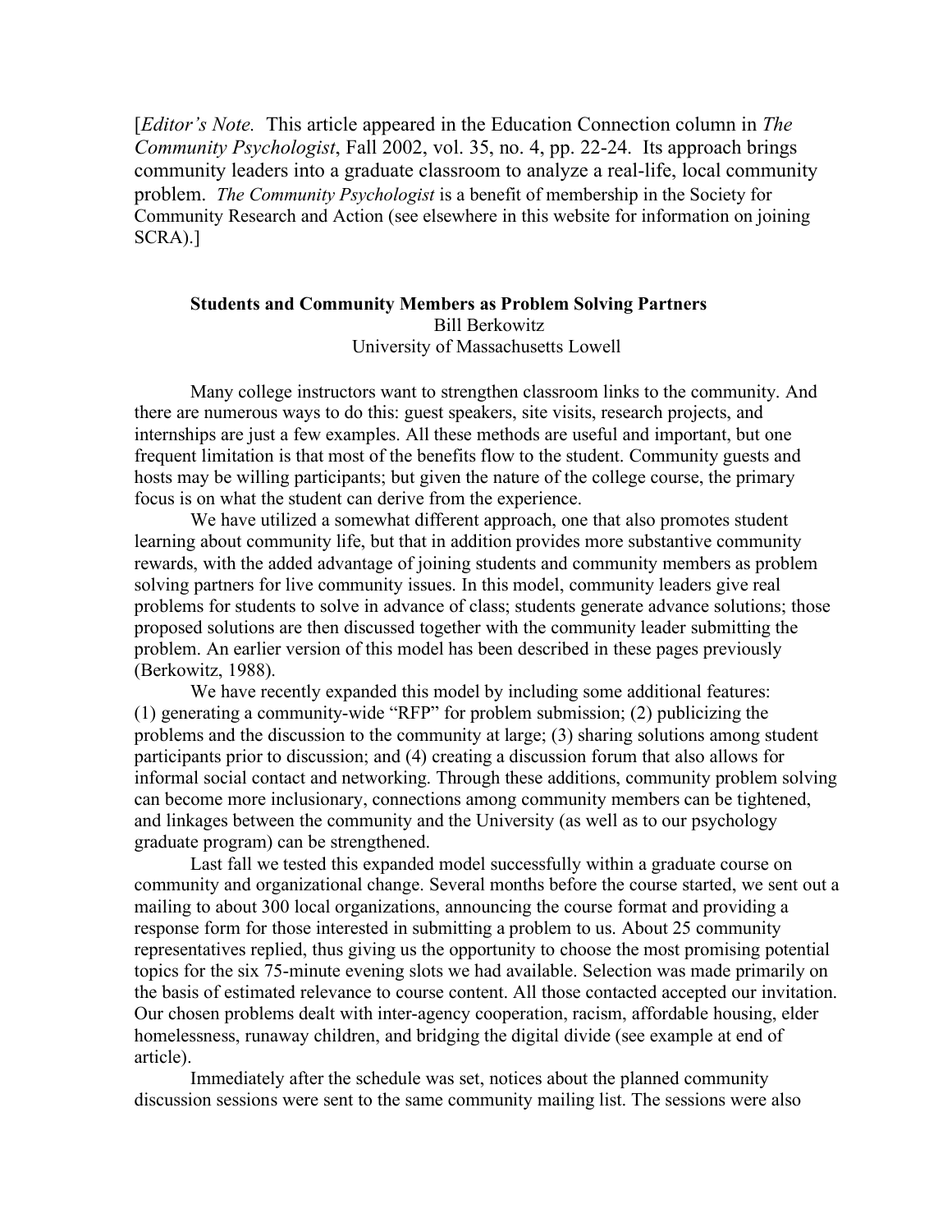[*Editor's Note.* This article appeared in the Education Connection column in *The Community Psychologist*, Fall 2002, vol. 35, no. 4, pp. 22-24. Its approach brings community leaders into a graduate classroom to analyze a real-life, local community problem. *The Community Psychologist* is a benefit of membership in the Society for Community Research and Action (see elsewhere in this website for information on joining SCRA).]

# Students and Community Members as Problem Solving Partners

Bill Berkowitz
University of Massachusetts Lowell

Many college instructors want to strengthen classroom links to the community. And there are numerous ways to do this: guest speakers, site visits, research projects, and internships are just a few examples. All these methods are useful and important, but one frequent limitation is that most of the benefits flow to the student. Community guests and hosts may be willing participants; but given the nature of the college course, the primary focus is on what the student can derive from the experience.

We have utilized a somewhat different approach, one that also promotes student learning about community life, but that in addition provides more substantive community rewards, with the added advantage of joining students and community members as problem solving partners for live community issues. In this model, community leaders give real problems for students to solve in advance of class; students generate advance solutions; those proposed solutions are then discussed together with the community leader submitting the problem. An earlier version of this model has been described in these pages previously (Berkowitz, 1988).

We have recently expanded this model by including some additional features: (1) generating a community-wide "RFP" for problem submission; (2) publicizing the problems and the discussion to the community at large; (3) sharing solutions among student participants prior to discussion; and (4) creating a discussion forum that also allows for informal social contact and networking. Through these additions, community problem solving can become more inclusionary, connections among community members can be tightened, and linkages between the community and the University (as well as to our psychology graduate program) can be strengthened.

Last fall we tested this expanded model successfully within a graduate course on community and organizational change. Several months before the course started, we sent out a mailing to about 300 local organizations, announcing the course format and providing a response form for those interested in submitting a problem to us. About 25 community representatives replied, thus giving us the opportunity to choose the most promising potential topics for the six 75-minute evening slots we had available. Selection was made primarily on the basis of estimated relevance to course content. All those contacted accepted our invitation. Our chosen problems dealt with inter-agency cooperation, racism, affordable housing, elder homelessness, runaway children, and bridging the digital divide (see example at end of article).

Immediately after the schedule was set, notices about the planned community discussion sessions were sent to the same community mailing list. The sessions were also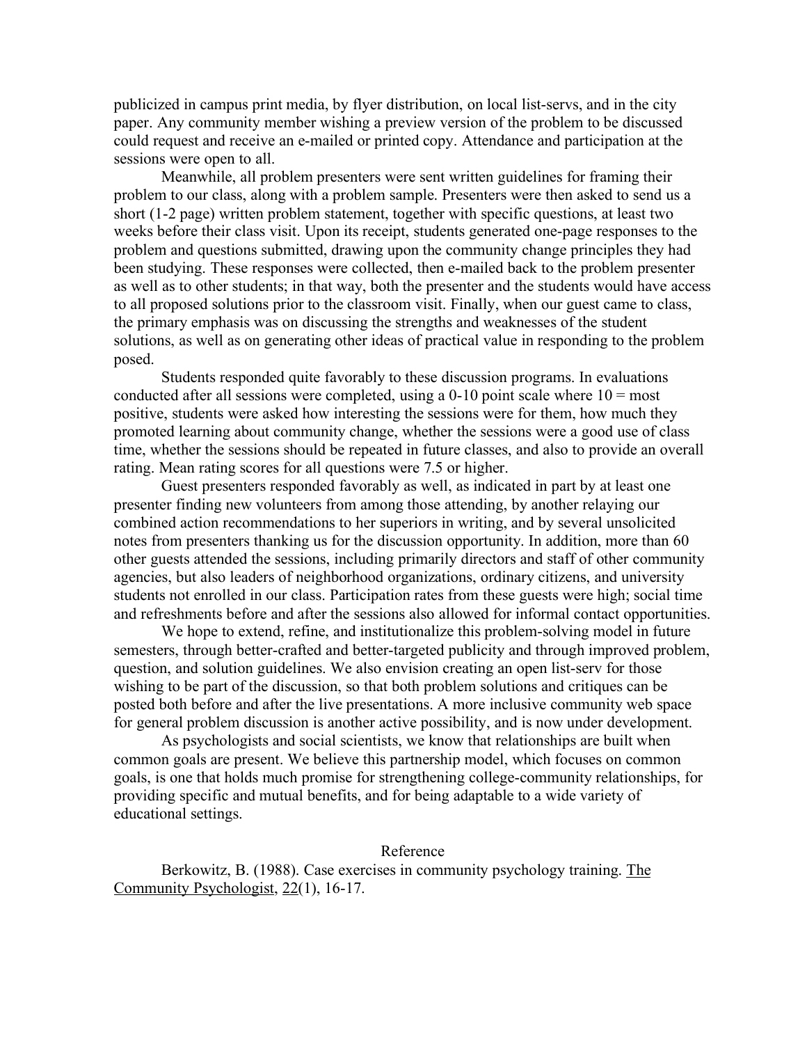publicized in campus print media, by flyer distribution, on local list-servs, and in the city paper. Any community member wishing a preview version of the problem to be discussed could request and receive an e-mailed or printed copy. Attendance and participation at the sessions were open to all.

Meanwhile, all problem presenters were sent written guidelines for framing their problem to our class, along with a problem sample. Presenters were then asked to send us a short (1-2 page) written problem statement, together with specific questions, at least two weeks before their class visit. Upon its receipt, students generated one-page responses to the problem and questions submitted, drawing upon the community change principles they had been studying. These responses were collected, then e-mailed back to the problem presenter as well as to other students; in that way, both the presenter and the students would have access to all proposed solutions prior to the classroom visit. Finally, when our guest came to class, the primary emphasis was on discussing the strengths and weaknesses of the student solutions, as well as on generating other ideas of practical value in responding to the problem posed.

Students responded quite favorably to these discussion programs. In evaluations conducted after all sessions were completed, using a 0-10 point scale where 10 = most positive, students were asked how interesting the sessions were for them, how much they promoted learning about community change, whether the sessions were a good use of class time, whether the sessions should be repeated in future classes, and also to provide an overall rating. Mean rating scores for all questions were 7.5 or higher.

Guest presenters responded favorably as well, as indicated in part by at least one presenter finding new volunteers from among those attending, by another relaying our combined action recommendations to her superiors in writing, and by several unsolicited notes from presenters thanking us for the discussion opportunity. In addition, more than 60 other guests attended the sessions, including primarily directors and staff of other community agencies, but also leaders of neighborhood organizations, ordinary citizens, and university students not enrolled in our class. Participation rates from these guests were high; social time and refreshments before and after the sessions also allowed for informal contact opportunities.

We hope to extend, refine, and institutionalize this problem-solving model in future semesters, through better-crafted and better-targeted publicity and through improved problem, question, and solution guidelines. We also envision creating an open list-serv for those wishing to be part of the discussion, so that both problem solutions and critiques can be posted both before and after the live presentations. A more inclusive community web space for general problem discussion is another active possibility, and is now under development.

As psychologists and social scientists, we know that relationships are built when common goals are present. We believe this partnership model, which focuses on common goals, is one that holds much promise for strengthening college-community relationships, for providing specific and mutual benefits, and for being adaptable to a wide variety of educational settings.

## Reference

Berkowitz, B. (1988). Case exercises in community psychology training. The Community Psychologist, 22(1), 16-17.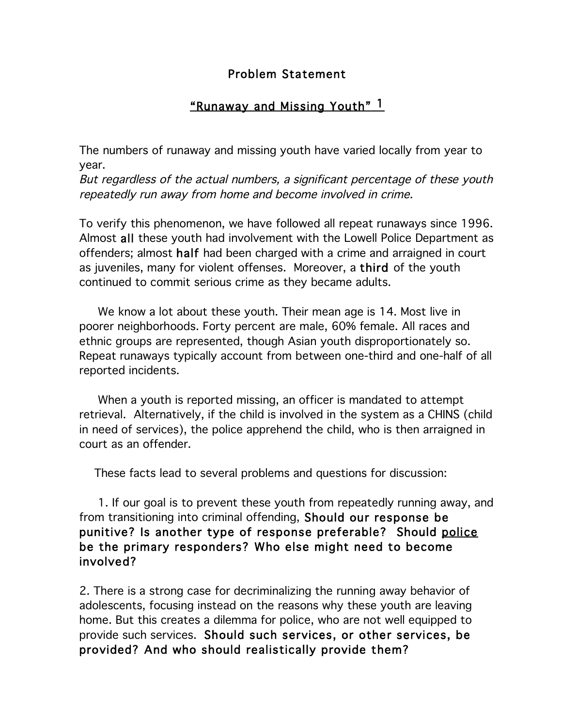# Problem Statement

## "Runaway and Missing Youth" [1]

The numbers of runaway and missing youth have varied locally from year to year.
*But regardless of the actual numbers, a significant percentage of these youth repeatedly run away from home and become involved in crime.*

To verify this phenomenon, we have followed all repeat runaways since 1996. Almost **all** these youth had involvement with the Lowell Police Department as offenders; almost **half** had been charged with a crime and arraigned in court as juveniles, many for violent offenses. Moreover, a **third** of the youth continued to commit serious crime as they became adults.

We know a lot about these youth. Their mean age is 14. Most live in poorer neighborhoods. Forty percent are male, 60% female. All races and ethnic groups are represented, though Asian youth disproportionately so. Repeat runaways typically account from between one-third and one-half of all reported incidents.

When a youth is reported missing, an officer is mandated to attempt retrieval. Alternatively, if the child is involved in the system as a CHINS (child in need of services), the police apprehend the child, who is then arraigned in court as an offender.

These facts lead to several problems and questions for discussion:

1. If our goal is to prevent these youth from repeatedly running away, and from transitioning into criminal offending, **Should our response be punitive? Is another type of response preferable? Should <u>police</u> be the primary responders? Who else might need to become involved?**

2. There is a strong case for decriminalizing the running away behavior of adolescents, focusing instead on the reasons why these youth are leaving home. But this creates a dilemma for police, who are not well equipped to provide such services. **Should such services, or other services, be provided? And who should realistically provide them?**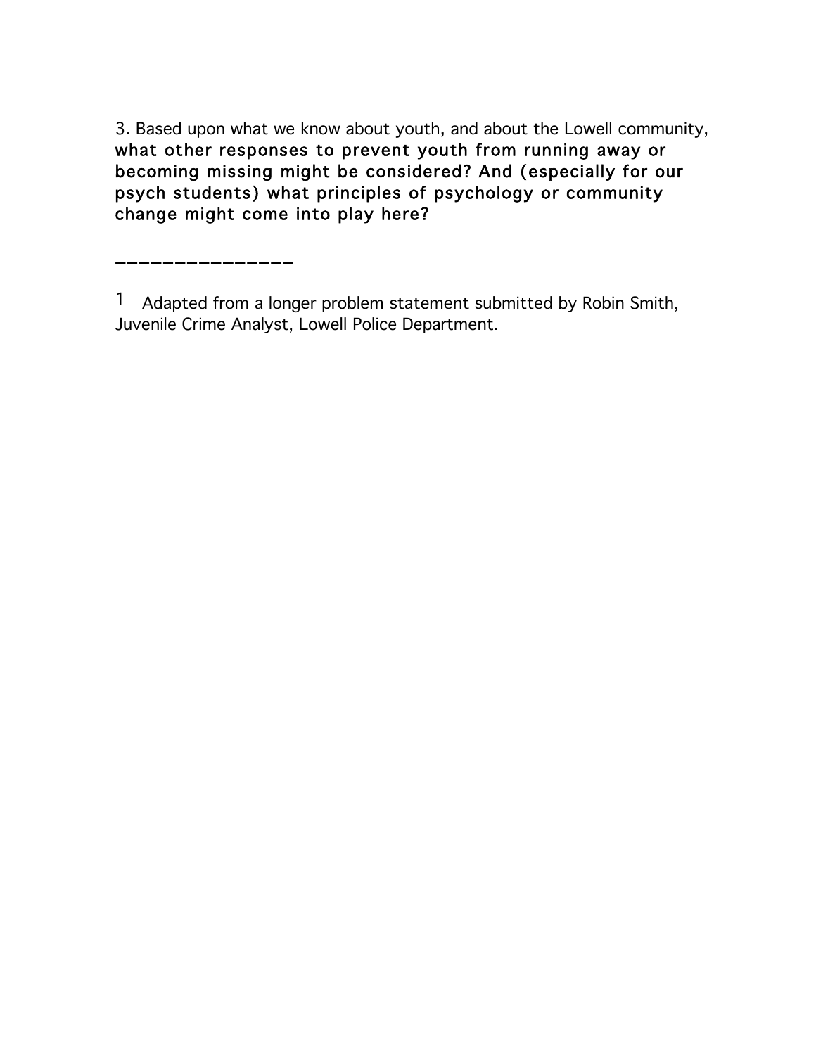3. Based upon what we know about youth, and about the Lowell community, **what other responses to prevent youth from running away or becoming missing might be considered? And (especially for our psych students) what principles of psychology or community change might come into play here?**

---

[1] Adapted from a longer problem statement submitted by Robin Smith, Juvenile Crime Analyst, Lowell Police Department.